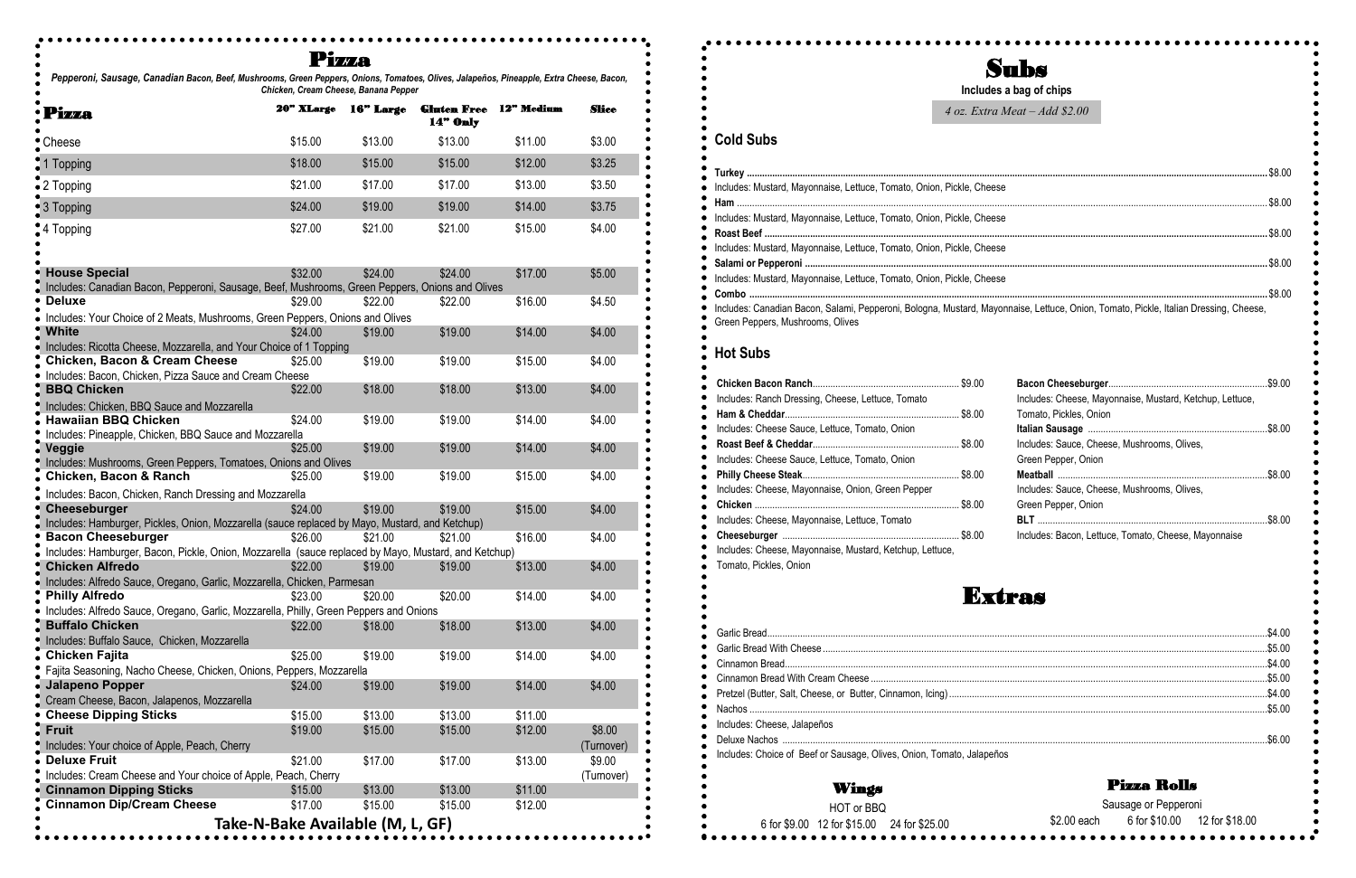# Pizza

*Pepperoni, Sausage, Canadian Bacon, Beef, Mushrooms, Green Peppers, Onions, Tomatoes, Olives, Jalapeños, Pineapple, Extra Cheese, Bacon, Chicken, Cream Cheese, Banana Pepper*

| Pizza | 20" XLarge | 16" Large | Gluten Free 14" Only | 12" Medium | Slice |
|---|---|---|---|---|---|
| Cheese | $15.00 | $13.00 | $13.00 | $11.00 | $3.00 |
| 1 Topping | $18.00 | $15.00 | $15.00 | $12.00 | $3.25 |
| 2 Topping | $21.00 | $17.00 | $17.00 | $13.00 | $3.50 |
| 3 Topping | $24.00 | $19.00 | $19.00 | $14.00 | $3.75 |
| 4 Topping | $27.00 | $21.00 | $21.00 | $15.00 | $4.00 |
| **House Special** | $32.00 | $24.00 | $24.00 | $17.00 | $5.00 |
| Includes: Canadian Bacon, Pepperoni, Sausage, Beef, Mushrooms, Green Peppers, Onions and Olives | | | | | |
| **Deluxe** | $29.00 | $22.00 | $22.00 | $16.00 | $4.50 |
| Includes: Your Choice of 2 Meats, Mushrooms, Green Peppers, Onions and Olives | | | | | |
| **White** | $24.00 | $19.00 | $19.00 | $14.00 | $4.00 |
| Includes: Ricotta Cheese, Mozzarella, and Your Choice of 1 Topping | | | | | |
| **Chicken, Bacon & Cream Cheese** | $25.00 | $19.00 | $19.00 | $15.00 | $4.00 |
| Includes: Bacon, Chicken, Pizza Sauce and Cream Cheese | | | | | |
| **BBQ Chicken** | $22.00 | $18.00 | $18.00 | $13.00 | $4.00 |
| Includes: Chicken, BBQ Sauce and Mozzarella | | | | | |
| **Hawaiian BBQ Chicken** | $24.00 | $19.00 | $19.00 | $14.00 | $4.00 |
| Includes: Pineapple, Chicken, BBQ Sauce and Mozzarella | | | | | |
| **Veggie** | $25.00 | $19.00 | $19.00 | $14.00 | $4.00 |
| Includes: Mushrooms, Green Peppers, Tomatoes, Onions and Olives | | | | | |
| **Chicken, Bacon & Ranch** | $25.00 | $19.00 | $19.00 | $15.00 | $4.00 |
| Includes: Bacon, Chicken, Ranch Dressing and Mozzarella | | | | | |
| **Cheeseburger** | $24.00 | $19.00 | $19.00 | $15.00 | $4.00 |
| Includes: Hamburger, Pickles, Onion, Mozzarella (sauce replaced by Mayo, Mustard, and Ketchup) | | | | | |
| **Bacon Cheeseburger** | $26.00 | $21.00 | $21.00 | $16.00 | $4.00 |
| Includes: Hamburger, Bacon, Pickle, Onion, Mozzarella (sauce replaced by Mayo, Mustard, and Ketchup) | | | | | |
| **Chicken Alfredo** | $22.00 | $19.00 | $19.00 | $13.00 | $4.00 |
| Includes: Alfredo Sauce, Oregano, Garlic, Mozzarella, Chicken, Parmesan | | | | | |
| **Philly Alfredo** | $23.00 | $20.00 | $20.00 | $14.00 | $4.00 |
| Includes: Alfredo Sauce, Oregano, Garlic, Mozzarella, Philly, Green Peppers and Onions | | | | | |
| **Buffalo Chicken** | $22.00 | $18.00 | $18.00 | $13.00 | $4.00 |
| Includes: Buffalo Sauce, Chicken, Mozzarella | | | | | |
| **Chicken Fajita** | $25.00 | $19.00 | $19.00 | $14.00 | $4.00 |
| Fajita Seasoning, Nacho Cheese, Chicken, Onions, Peppers, Mozzarella | | | | | |
| **Jalapeno Popper** | $24.00 | $19.00 | $19.00 | $14.00 | $4.00 |
| Cream Cheese, Bacon, Jalapenos, Mozzarella | | | | | |
| **Cheese Dipping Sticks** | $15.00 | $13.00 | $13.00 | $11.00 | |
| **Fruit** | $19.00 | $15.00 | $15.00 | $12.00 | $8.00 (Turnover) |
| Includes: Your choice of Apple, Peach, Cherry | | | | | |
| **Deluxe Fruit** | $21.00 | $17.00 | $17.00 | $13.00 | $9.00 (Turnover) |
| Includes: Cream Cheese and Your choice of Apple, Peach, Cherry | | | | | |
| **Cinnamon Dipping Sticks** | $15.00 | $13.00 | $13.00 | $11.00 | |
| **Cinnamon Dip/Cream Cheese** | $17.00 | $15.00 | $15.00 | $12.00 | |

**Take-N-Bake Available (M, L, GF)**

# Subs

**Includes a bag of chips**

*4 oz. Extra Meat – Add $2.00*

## Cold Subs

**Turkey** ........ $8.00
Includes: Mustard, Mayonnaise, Lettuce, Tomato, Onion, Pickle, Cheese

**Ham** ........ $8.00
Includes: Mustard, Mayonnaise, Lettuce, Tomato, Onion, Pickle, Cheese

**Roast Beef** ........ $8.00
Includes: Mustard, Mayonnaise, Lettuce, Tomato, Onion, Pickle, Cheese

**Salami or Pepperoni** ........ $8.00
Includes: Mustard, Mayonnaise, Lettuce, Tomato, Onion, Pickle, Cheese

**Combo** ........ $8.00
Includes: Canadian Bacon, Salami, Pepperoni, Bologna, Mustard, Mayonnaise, Lettuce, Onion, Tomato, Pickle, Italian Dressing, Cheese, Green Peppers, Mushrooms, Olives

## Hot Subs

**Chicken Bacon Ranch** ........ $9.00
Includes: Ranch Dressing, Cheese, Lettuce, Tomato

**Ham & Cheddar** ........ $8.00
Includes: Cheese Sauce, Lettuce, Tomato, Onion

**Roast Beef & Cheddar** ........ $8.00
Includes: Cheese Sauce, Lettuce, Tomato, Onion

**Philly Cheese Steak** ........ $8.00
Includes: Cheese, Mayonnaise, Onion, Green Pepper

**Chicken** ........ $8.00
Includes: Cheese, Mayonnaise, Lettuce, Tomato

**Cheeseburger** ........ $8.00
Includes: Cheese, Mayonnaise, Mustard, Ketchup, Lettuce, Tomato, Pickles, Onion

**Bacon Cheeseburger** ........ $9.00
Includes: Cheese, Mayonnaise, Mustard, Ketchup, Lettuce, Tomato, Pickles, Onion

**Italian Sausage** ........ $8.00
Includes: Sauce, Cheese, Mushrooms, Olives, Green Pepper, Onion

**Meatball** ........ $8.00
Includes: Sauce, Cheese, Mushrooms, Olives, Green Pepper, Onion

**BLT** ........ $8.00
Includes: Bacon, Lettuce, Tomato, Cheese, Mayonnaise

# Extras

Garlic Bread ........ $4.00
Garlic Bread With Cheese ........ $5.00
Cinnamon Bread ........ $4.00
Cinnamon Bread With Cream Cheese ........ $5.00
Pretzel (Butter, Salt, Cheese, or Butter, Cinnamon, Icing) ........ $4.00
Nachos ........ $5.00
Includes: Cheese, Jalapeños
Deluxe Nachos ........ $6.00
Includes: Choice of Beef or Sausage, Olives, Onion, Tomato, Jalapeños

## Wings

HOT or BBQ

6 for $9.00 12 for $15.00 24 for $25.00

## Pizza Rolls

Sausage or Pepperoni

$2.00 each 6 for $10.00 12 for $18.00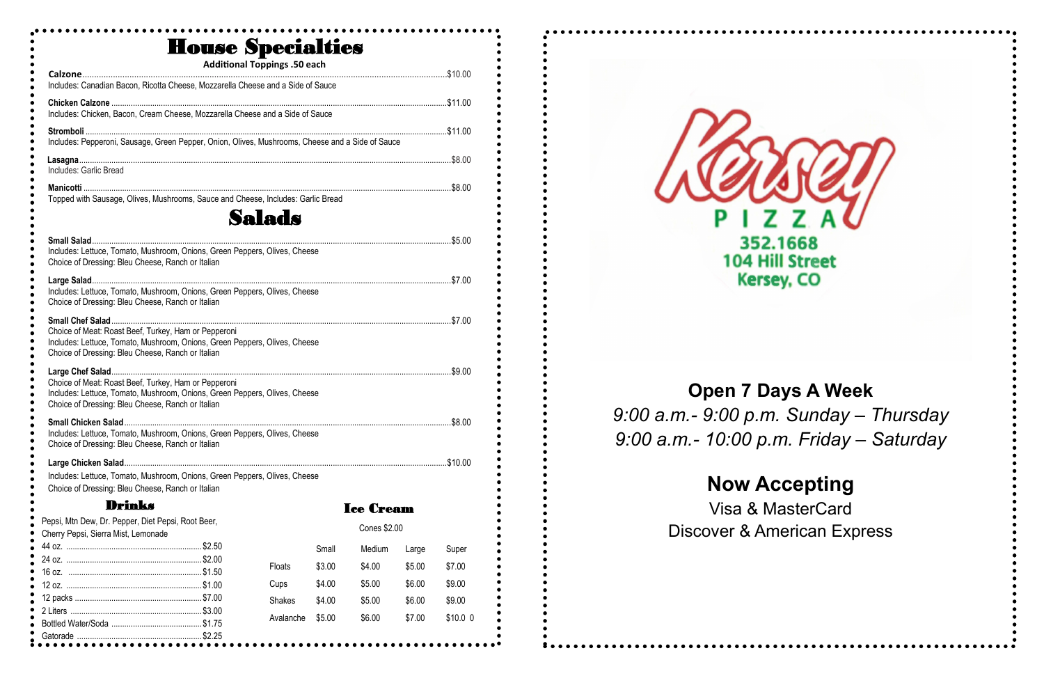# House Specialties

**Additional Toppings .50 each**

**Calzone** .......... $10.00
Includes: Canadian Bacon, Ricotta Cheese, Mozzarella Cheese and a Side of Sauce

**Chicken Calzone** .......... $11.00
Includes: Chicken, Bacon, Cream Cheese, Mozzarella Cheese and a Side of Sauce

**Stromboli** .......... $11.00
Includes: Pepperoni, Sausage, Green Pepper, Onion, Olives, Mushrooms, Cheese and a Side of Sauce

**Lasagna** .......... $8.00
Includes: Garlic Bread

**Manicotti** .......... $8.00
Topped with Sausage, Olives, Mushrooms, Sauce and Cheese, Includes: Garlic Bread

# Salads

**Small Salad** .......... $5.00
Includes: Lettuce, Tomato, Mushroom, Onions, Green Peppers, Olives, Cheese
Choice of Dressing: Bleu Cheese, Ranch or Italian

**Large Salad** .......... $7.00
Includes: Lettuce, Tomato, Mushroom, Onions, Green Peppers, Olives, Cheese
Choice of Dressing: Bleu Cheese, Ranch or Italian

**Small Chef Salad** .......... $7.00
Choice of Meat: Roast Beef, Turkey, Ham or Pepperoni
Includes: Lettuce, Tomato, Mushroom, Onions, Green Peppers, Olives, Cheese
Choice of Dressing: Bleu Cheese, Ranch or Italian

**Large Chef Salad** .......... $9.00
Choice of Meat: Roast Beef, Turkey, Ham or Pepperoni
Includes: Lettuce, Tomato, Mushroom, Onions, Green Peppers, Olives, Cheese
Choice of Dressing: Bleu Cheese, Ranch or Italian

**Small Chicken Salad** .......... $8.00
Includes: Lettuce, Tomato, Mushroom, Onions, Green Peppers, Olives, Cheese
Choice of Dressing: Bleu Cheese, Ranch or Italian

**Large Chicken Salad** .......... $10.00
Includes: Lettuce, Tomato, Mushroom, Onions, Green Peppers, Olives, Cheese
Choice of Dressing: Bleu Cheese, Ranch or Italian

## Drinks

Pepsi, Mtn Dew, Dr. Pepper, Diet Pepsi, Root Beer, Cherry Pepsi, Sierra Mist, Lemonade

| | |
|---|---|
| 44 oz. | $2.50 |
| 24 oz. | $2.00 |
| 16 oz. | $1.50 |
| 12 oz. | $1.00 |
| 12 packs | $7.00 |
| 2 Liters | $3.00 |
| Bottled Water/Soda | $1.75 |
| Gatorade | $2.25 |

## Ice Cream

Cones $2.00

| | Small | Medium | Large | Super |
|---|---|---|---|---|
| Floats | $3.00 | $4.00 | $5.00 | $7.00 |
| Cups | $4.00 | $5.00 | $6.00 | $9.00 |
| Shakes | $4.00 | $5.00 | $6.00 | $9.00 |
| Avalanche | $5.00 | $6.00 | $7.00 | $10.0 0 |

Kersey
PIZZA
352.1668
104 Hill Street
Kersey, CO

## Open 7 Days A Week

*9:00 a.m.- 9:00 p.m. Sunday – Thursday*
*9:00 a.m.- 10:00 p.m. Friday – Saturday*

## Now Accepting

Visa & MasterCard
Discover & American Express